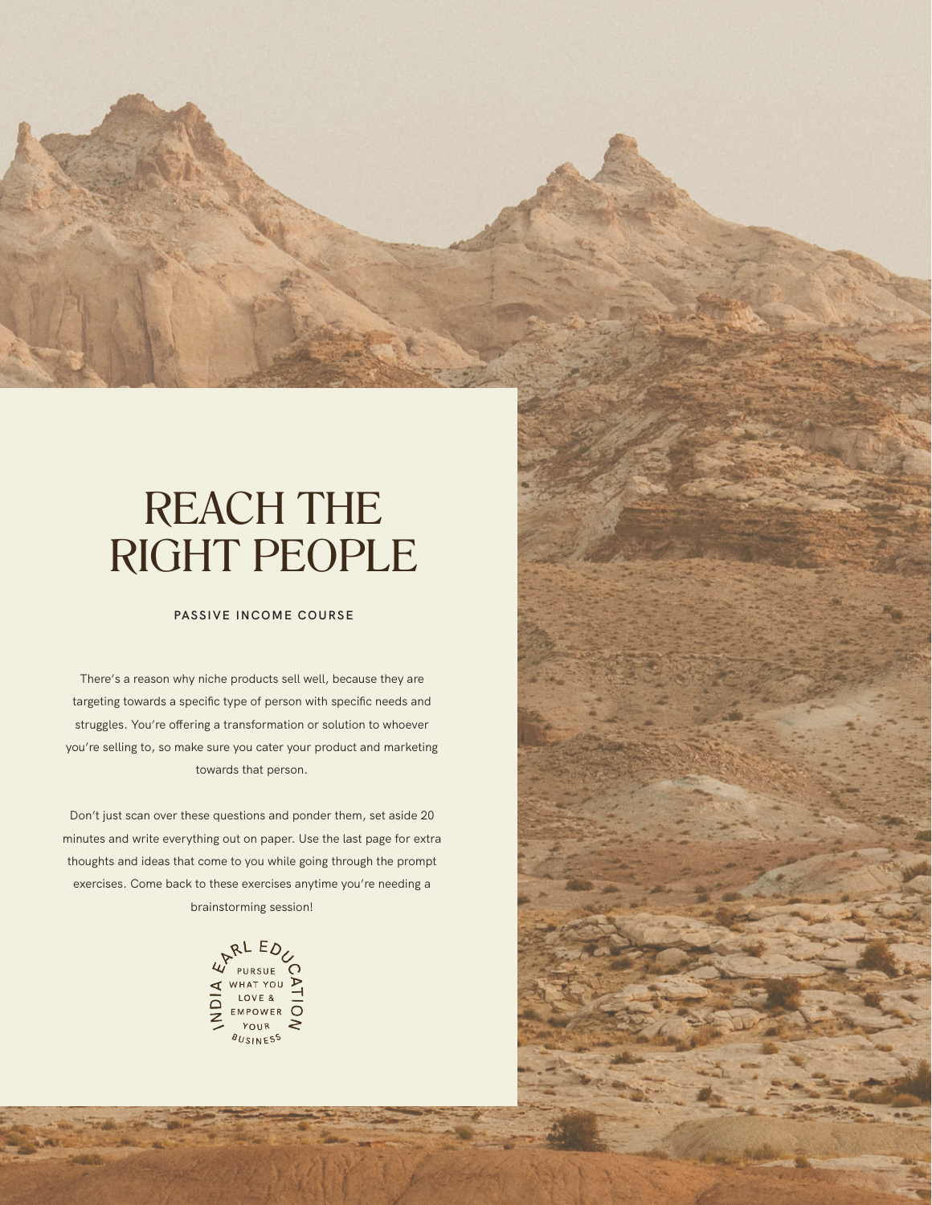# REACH THE RIGHT PEOPLE

**PASSIVE INCOME COURSE**

There's a reason why niche products sell well, because they are targeting towards a specific type of person with specific needs and struggles. You're offering a transformation or solution to whoever you're selling to, so make sure you cater your product and marketing towards that person.

Don't just scan over these questions and ponder them, set aside 20 minutes and write everything out on paper. Use the last page for extra thoughts and ideas that come to you while going through the prompt exercises. Come back to these exercises anytime you're needing a brainstorming session!

INDIA EARL EDUCATION
PURSUE WHAT YOU LOVE & EMPOWER YOUR BUSINESS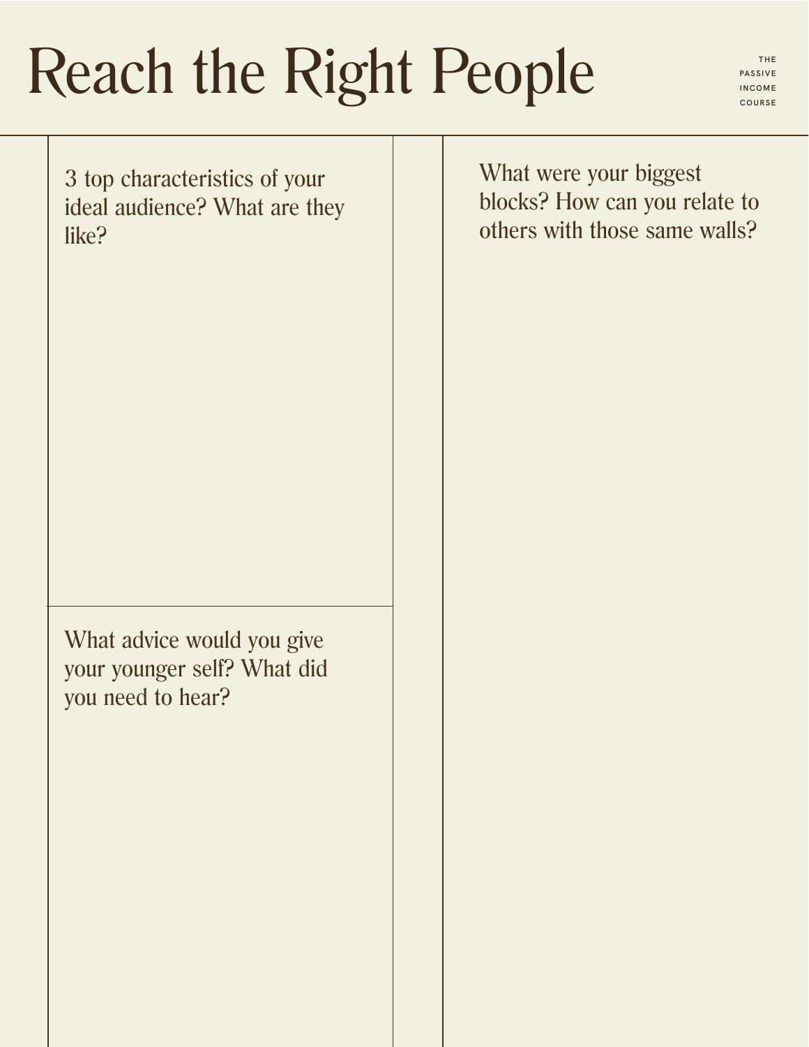# Reach the Right People

THE PASSIVE INCOME COURSE

3 top characteristics of your ideal audience? What are they like?

What advice would you give your younger self? What did you need to hear?

What were your biggest blocks? How can you relate to others with those same walls?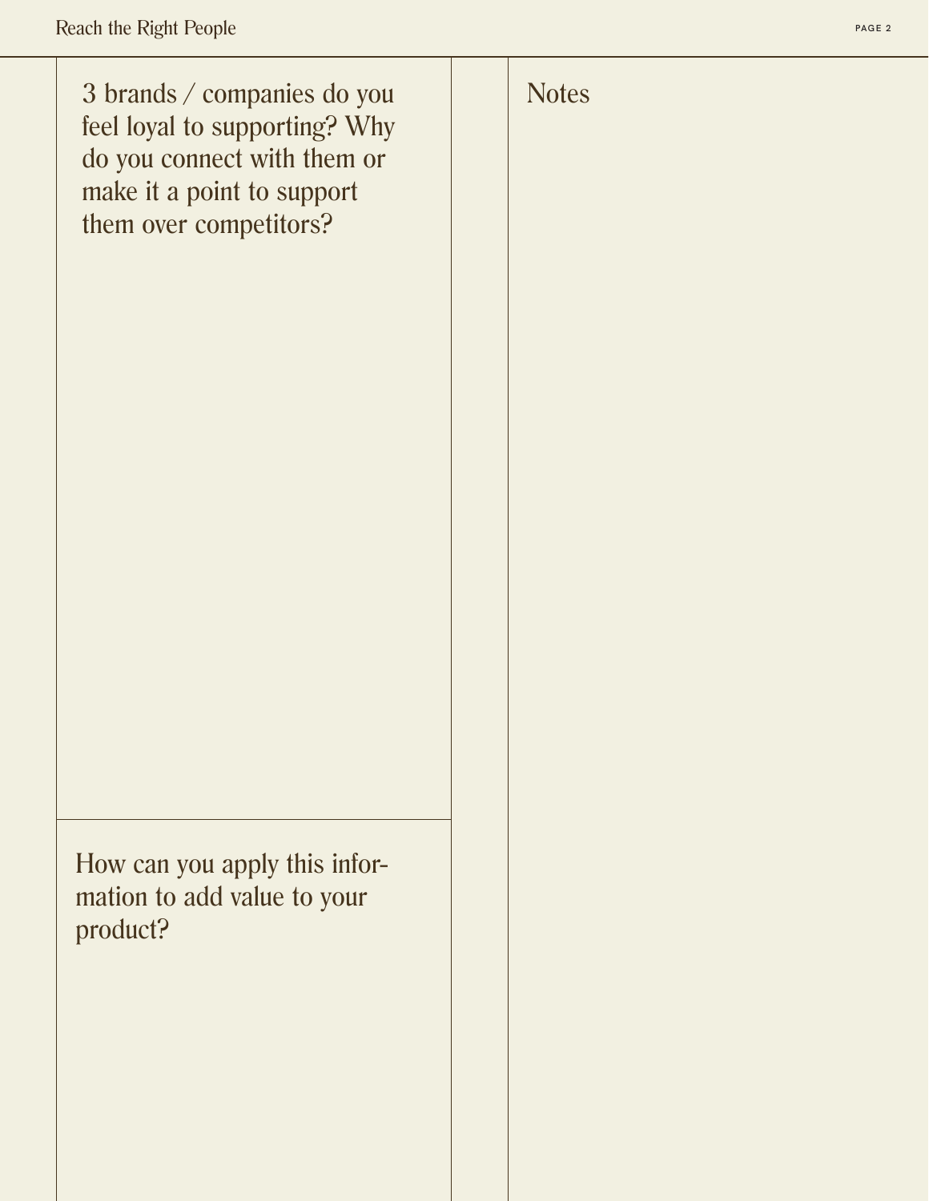3 brands / companies do you feel loyal to supporting? Why do you connect with them or make it a point to support them over competitors?

How can you apply this information to add value to your product?

Notes